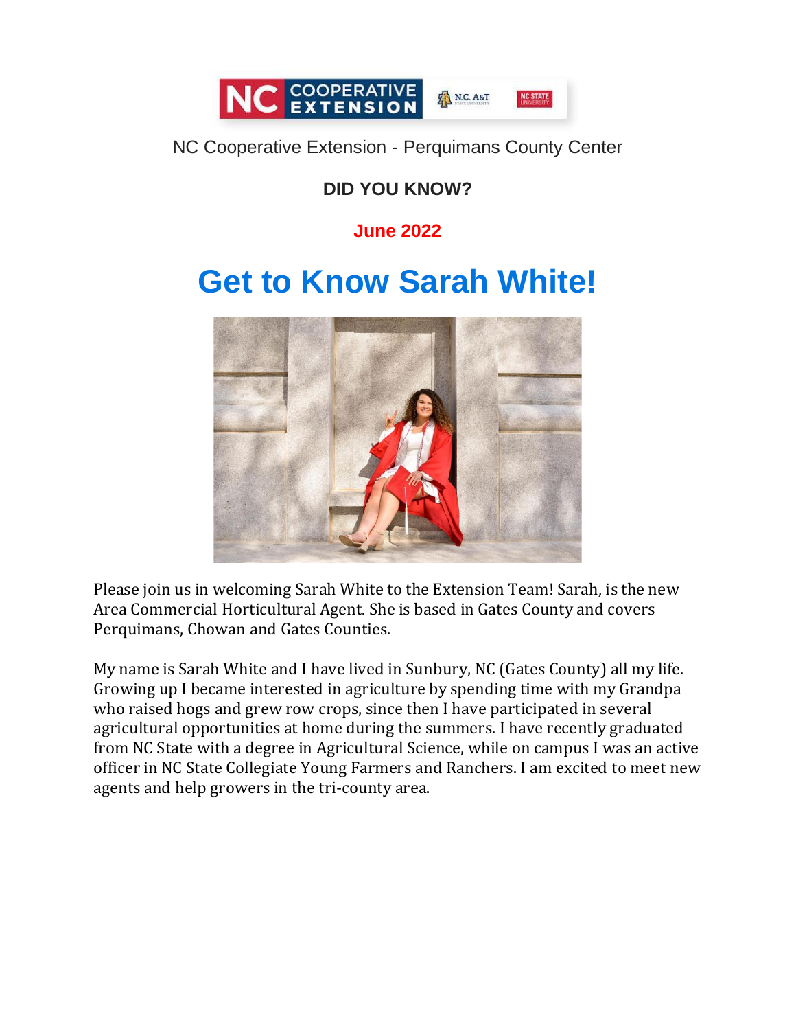NC Cooperative Extension - Perquimans County Center

**DID YOU KNOW?**

**June 2022**

# Get to Know Sarah White!

Please join us in welcoming Sarah White to the Extension Team! Sarah, is the new Area Commercial Horticultural Agent. She is based in Gates County and covers Perquimans, Chowan and Gates Counties.

My name is Sarah White and I have lived in Sunbury, NC (Gates County) all my life. Growing up I became interested in agriculture by spending time with my Grandpa who raised hogs and grew row crops, since then I have participated in several agricultural opportunities at home during the summers. I have recently graduated from NC State with a degree in Agricultural Science, while on campus I was an active officer in NC State Collegiate Young Farmers and Ranchers. I am excited to meet new agents and help growers in the tri-county area.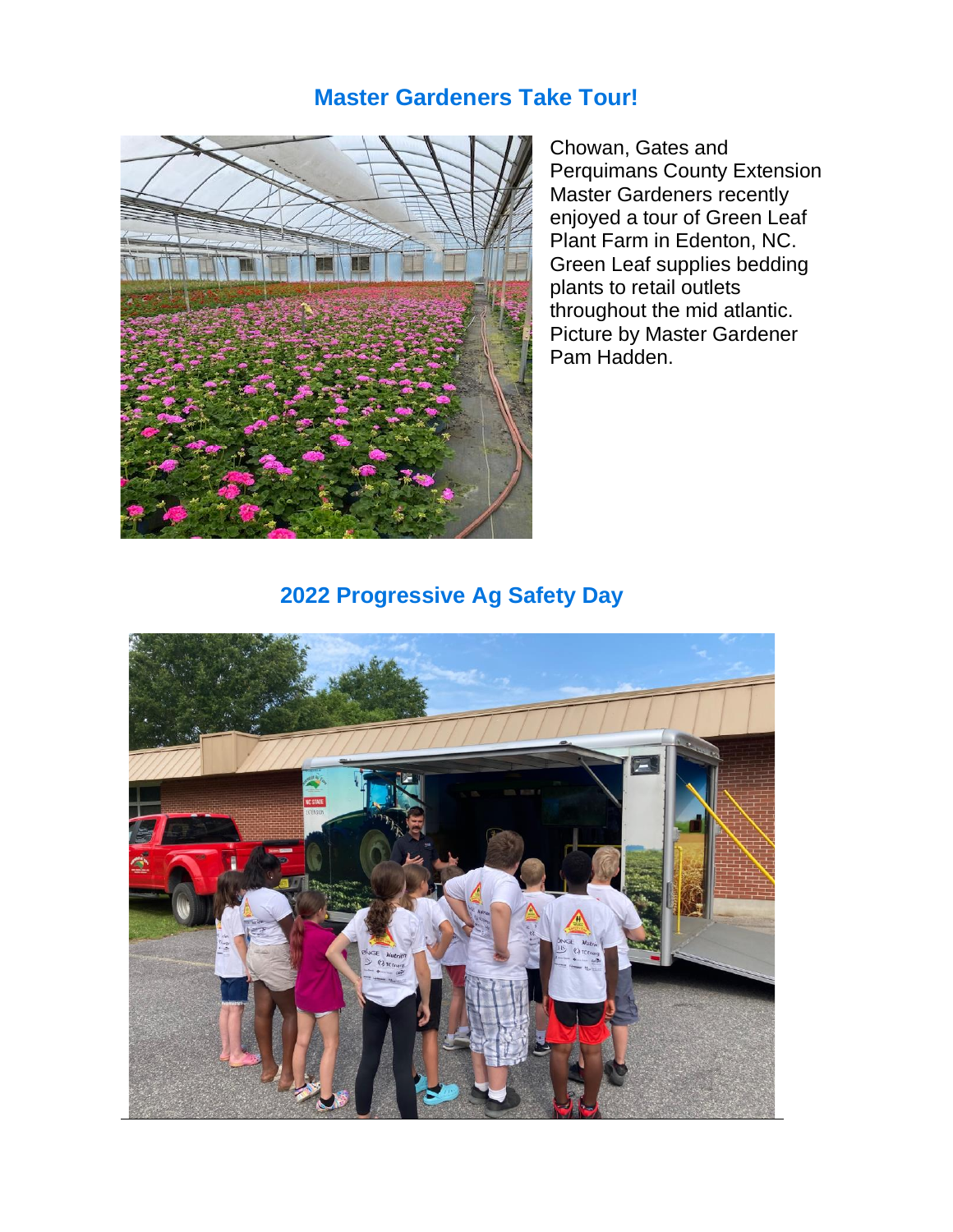## Master Gardeners Take Tour!

Chowan, Gates and Perquimans County Extension Master Gardeners recently enjoyed a tour of Green Leaf Plant Farm in Edenton, NC. Green Leaf supplies bedding plants to retail outlets throughout the mid atlantic. Picture by Master Gardener Pam Hadden.

## 2022 Progressive Ag Safety Day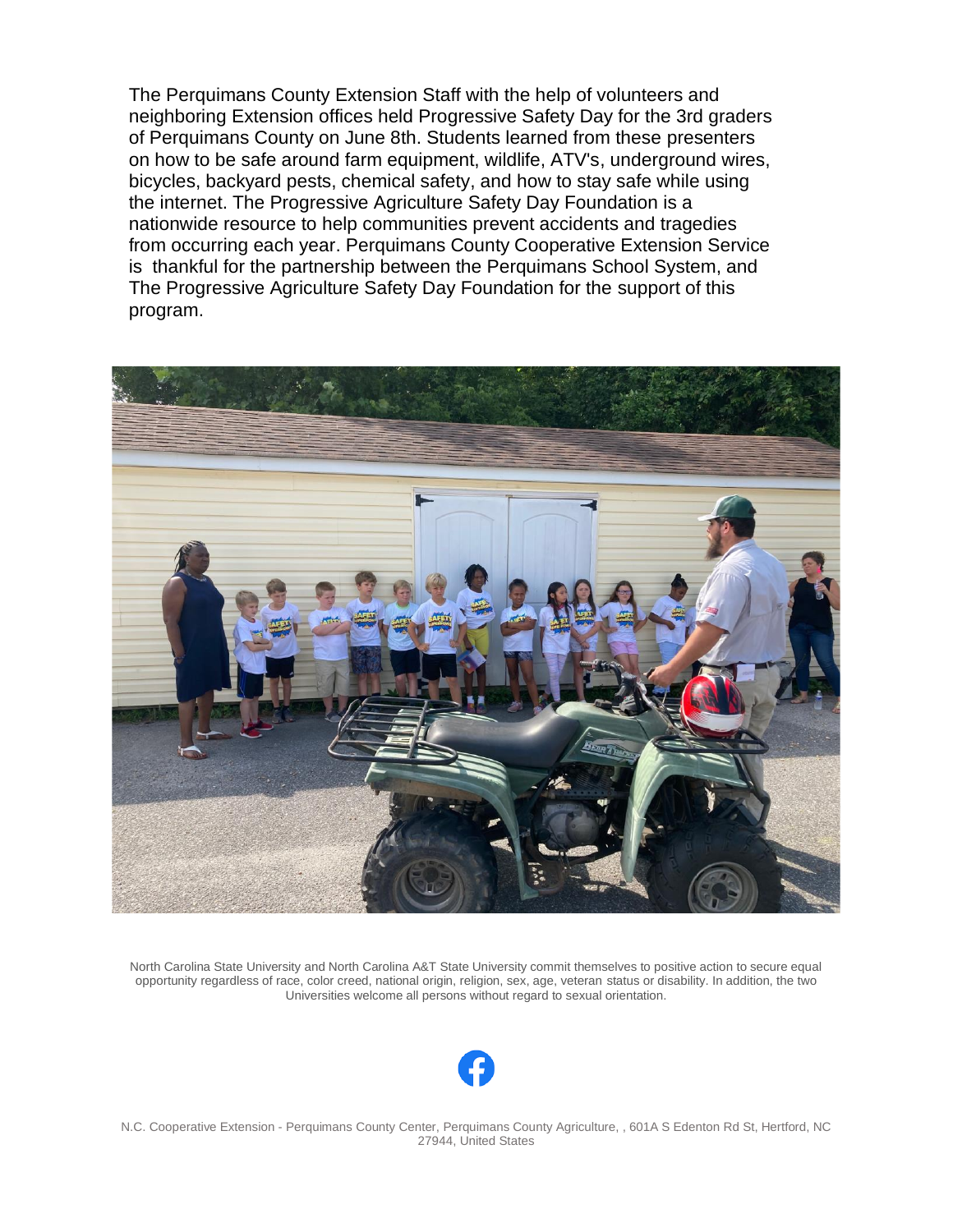The Perquimans County Extension Staff with the help of volunteers and neighboring Extension offices held Progressive Safety Day for the 3rd graders of Perquimans County on June 8th. Students learned from these presenters on how to be safe around farm equipment, wildlife, ATV's, underground wires, bicycles, backyard pests, chemical safety, and how to stay safe while using the internet. The Progressive Agriculture Safety Day Foundation is a nationwide resource to help communities prevent accidents and tragedies from occurring each year. Perquimans County Cooperative Extension Service is  thankful for the partnership between the Perquimans School System, and The Progressive Agriculture Safety Day Foundation for the support of this program.

North Carolina State University and North Carolina A&T State University commit themselves to positive action to secure equal opportunity regardless of race, color creed, national origin, religion, sex, age, veteran status or disability. In addition, the two Universities welcome all persons without regard to sexual orientation.

N.C. Cooperative Extension - Perquimans County Center, Perquimans County Agriculture, , 601A S Edenton Rd St, Hertford, NC 27944, United States